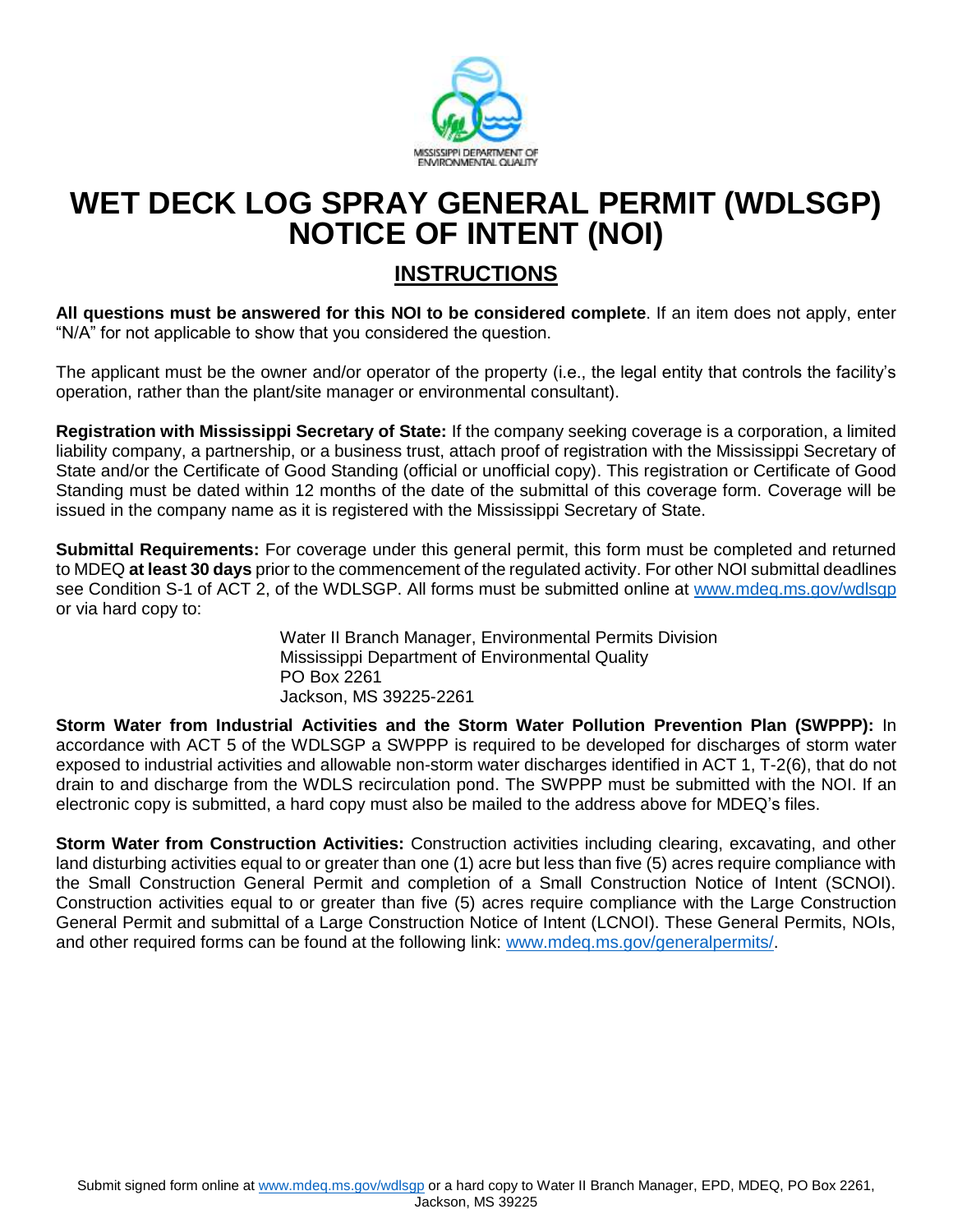# WET DECK LOG SPRAY GENERAL PERMIT (WDLSGP) NOTICE OF INTENT (NOI)

## INSTRUCTIONS

**All questions must be answered for this NOI to be considered complete**. If an item does not apply, enter "N/A" for not applicable to show that you considered the question.

The applicant must be the owner and/or operator of the property (i.e., the legal entity that controls the facility's operation, rather than the plant/site manager or environmental consultant).

**Registration with Mississippi Secretary of State:** If the company seeking coverage is a corporation, a limited liability company, a partnership, or a business trust, attach proof of registration with the Mississippi Secretary of State and/or the Certificate of Good Standing (official or unofficial copy). This registration or Certificate of Good Standing must be dated within 12 months of the date of the submittal of this coverage form. Coverage will be issued in the company name as it is registered with the Mississippi Secretary of State.

**Submittal Requirements:** For coverage under this general permit, this form must be completed and returned to MDEQ **at least 30 days** prior to the commencement of the regulated activity. For other NOI submittal deadlines see Condition S-1 of ACT 2, of the WDLSGP. All forms must be submitted online at www.mdeq.ms.gov/wdlsgp or via hard copy to:

Water II Branch Manager, Environmental Permits Division
Mississippi Department of Environmental Quality
PO Box 2261
Jackson, MS 39225-2261

**Storm Water from Industrial Activities and the Storm Water Pollution Prevention Plan (SWPPP):** In accordance with ACT 5 of the WDLSGP a SWPPP is required to be developed for discharges of storm water exposed to industrial activities and allowable non-storm water discharges identified in ACT 1, T-2(6), that do not drain to and discharge from the WDLS recirculation pond. The SWPPP must be submitted with the NOI. If an electronic copy is submitted, a hard copy must also be mailed to the address above for MDEQ's files.

**Storm Water from Construction Activities:** Construction activities including clearing, excavating, and other land disturbing activities equal to or greater than one (1) acre but less than five (5) acres require compliance with the Small Construction General Permit and completion of a Small Construction Notice of Intent (SCNOI). Construction activities equal to or greater than five (5) acres require compliance with the Large Construction General Permit and submittal of a Large Construction Notice of Intent (LCNOI). These General Permits, NOIs, and other required forms can be found at the following link: www.mdeq.ms.gov/generalpermits/.

Submit signed form online at www.mdeq.ms.gov/wdlsgp or a hard copy to Water II Branch Manager, EPD, MDEQ, PO Box 2261, Jackson, MS 39225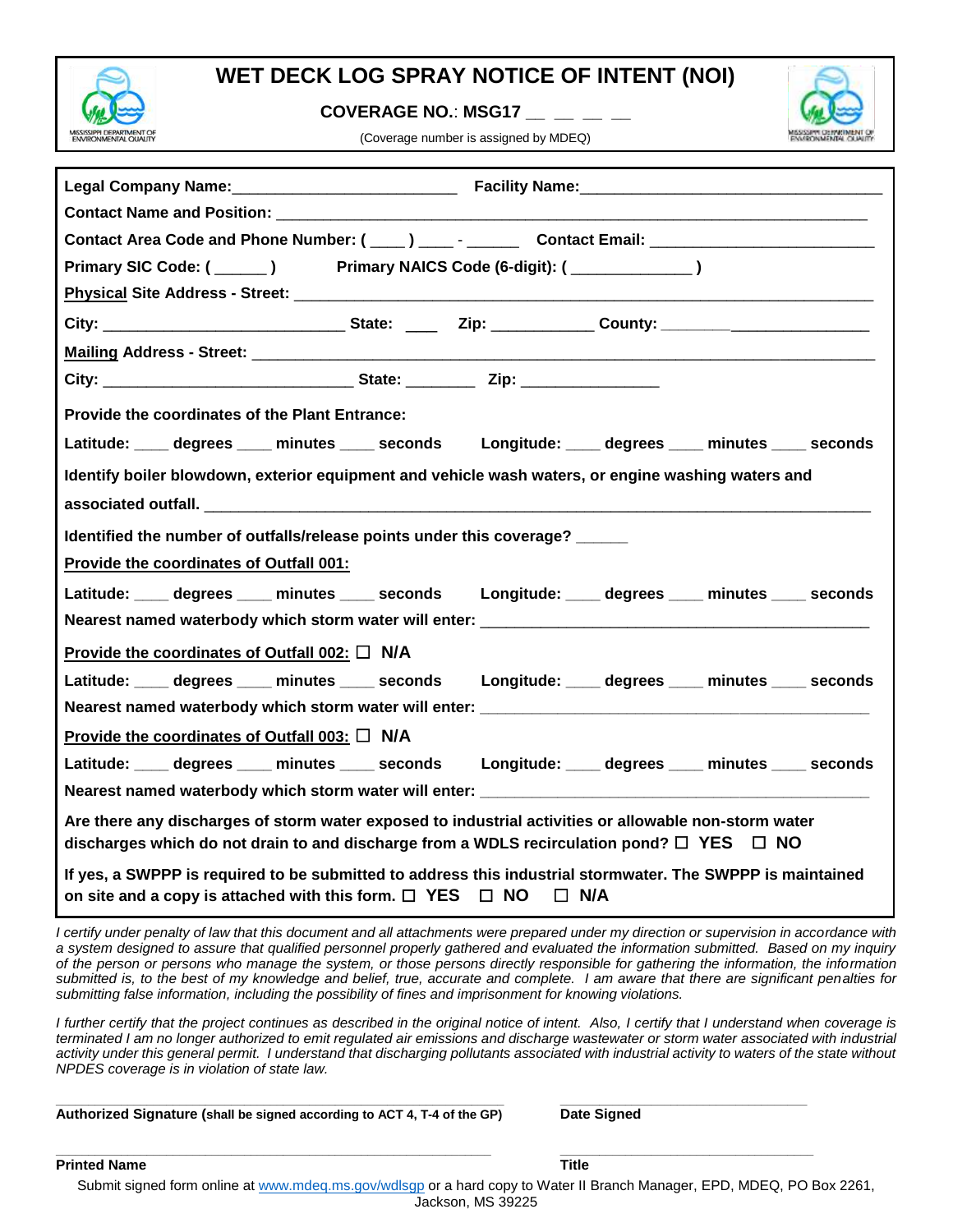# WET DECK LOG SPRAY NOTICE OF INTENT (NOI)

**COVERAGE NO.: MSG17 __ __ __ __**

(Coverage number is assigned by MDEQ)

**Legal Company Name:**_________________________ **Facility Name:**_________________________________

**Contact Name and Position:** ________________________________________________________________

**Contact Area Code and Phone Number: ( ____ ) ____ - ______ Contact Email:** ________________________

**Primary SIC Code: ( ______ ) Primary NAICS Code (6-digit): ( _____________ )**

**Physical Site Address - Street:** ________________________________________________________________

**City:** ___________________________ **State:** ____ **Zip:** ___________ **County:** _______________________

**Mailing Address - Street:** ____________________________________________________________________

**City:** ____________________________ **State:** ________ **Zip:** _______________

**Provide the coordinates of the Plant Entrance:**

**Latitude: ____ degrees ____ minutes ____ seconds Longitude: ____ degrees ____ minutes ____ seconds**

**Identify boiler blowdown, exterior equipment and vehicle wash waters, or engine washing waters and associated outfall.** ___________________________________________________________________________

**Identified the number of outfalls/release points under this coverage?** ______

**Provide the coordinates of Outfall 001:**

**Latitude: ____ degrees ____ minutes ____ seconds Longitude: ____ degrees ____ minutes ____ seconds**

**Nearest named waterbody which storm water will enter:** ____________________________________________

**Provide the coordinates of Outfall 002: ☐ N/A**

**Latitude: ____ degrees ____ minutes ____ seconds Longitude: ____ degrees ____ minutes ____ seconds**

**Nearest named waterbody which storm water will enter:** ____________________________________________

**Provide the coordinates of Outfall 003: ☐ N/A**

**Latitude: ____ degrees ____ minutes ____ seconds Longitude: ____ degrees ____ minutes ____ seconds**

**Nearest named waterbody which storm water will enter:** ____________________________________________

**Are there any discharges of storm water exposed to industrial activities or allowable non-storm water discharges which do not drain to and discharge from a WDLS recirculation pond? ☐ YES ☐ NO**

**If yes, a SWPPP is required to be submitted to address this industrial stormwater. The SWPPP is maintained on site and a copy is attached with this form. ☐ YES ☐ NO ☐ N/A**

*I certify under penalty of law that this document and all attachments were prepared under my direction or supervision in accordance with a system designed to assure that qualified personnel properly gathered and evaluated the information submitted. Based on my inquiry of the person or persons who manage the system, or those persons directly responsible for gathering the information, the information submitted is, to the best of my knowledge and belief, true, accurate and complete. I am aware that there are significant penalties for submitting false information, including the possibility of fines and imprisonment for knowing violations.*

*I further certify that the project continues as described in the original notice of intent. Also, I certify that I understand when coverage is terminated I am no longer authorized to emit regulated air emissions and discharge wastewater or storm water associated with industrial activity under this general permit. I understand that discharging pollutants associated with industrial activity to waters of the state without NPDES coverage is in violation of state law.*

_______________________________________________ _____________________________

**Authorized Signature (shall be signed according to ACT 4, T-4 of the GP)** **Date Signed**

_______________________________________________ _____________________________

**Printed Name** **Title**

Submit signed form online at www.mdeq.ms.gov/wdlsgp or a hard copy to Water II Branch Manager, EPD, MDEQ, PO Box 2261, Jackson, MS 39225